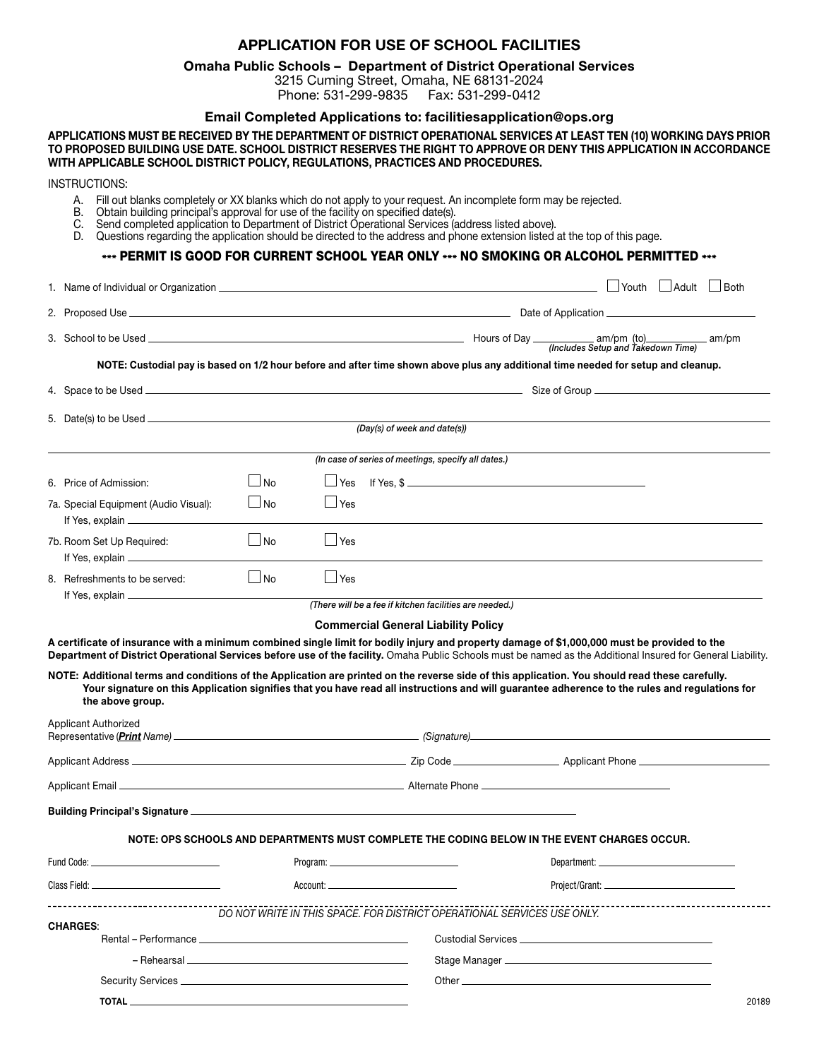# APPLICATION FOR USE OF SCHOOL FACILITIES

## Omaha Public Schools – Department of District Operational Services

3215 Cuming Street, Omaha, NE 68131-2024
Phone: 531-299-9835 Fax: 531-299-0412

### Email Completed Applications to: facilitiesapplication@ops.org

**APPLICATIONS MUST BE RECEIVED BY THE DEPARTMENT OF DISTRICT OPERATIONAL SERVICES AT LEAST TEN (10) WORKING DAYS PRIOR TO PROPOSED BUILDING USE DATE. SCHOOL DISTRICT RESERVES THE RIGHT TO APPROVE OR DENY THIS APPLICATION IN ACCORDANCE WITH APPLICABLE SCHOOL DISTRICT POLICY, REGULATIONS, PRACTICES AND PROCEDURES.**

INSTRUCTIONS:

A. Fill out blanks completely or XX blanks which do not apply to your request. An incomplete form may be rejected.
B. Obtain building principal's approval for use of the facility on specified date(s).
C. Send completed application to Department of District Operational Services (address listed above).
D. Questions regarding the application should be directed to the address and phone extension listed at the top of this page.

**\*\*\* PERMIT IS GOOD FOR CURRENT SCHOOL YEAR ONLY \*\*\* NO SMOKING OR ALCOHOL PERMITTED \*\*\***

1. Name of Individual or Organization ______________________ ☐ Youth ☐ Adult ☐ Both

2. Proposed Use ______________________ Date of Application ______________

3. School to be Used ______________________ Hours of Day ________ am/pm (to) ________ am/pm *(Includes Setup and Takedown Time)*

   **NOTE: Custodial pay is based on 1/2 hour before and after time shown above plus any additional time needed for setup and cleanup.**

4. Space to be Used ______________________ Size of Group ______________

5. Date(s) to be Used ______________________
   *(Day(s) of week and date(s))*
   ______________________
   *(In case of series of meetings, specify all dates.)*

6. Price of Admission: ☐ No ☐ Yes If Yes, $ ______________

7a. Special Equipment (Audio Visual): ☐ No ☐ Yes
   If Yes, explain ______________________

7b. Room Set Up Required: ☐ No ☐ Yes
   If Yes, explain ______________________

8. Refreshments to be served: ☐ No ☐ Yes
   If Yes, explain ______________________
   *(There will be a fee if kitchen facilities are needed.)*

**Commercial General Liability Policy**

**A certificate of insurance with a minimum combined single limit for bodily injury and property damage of $1,000,000 must be provided to the Department of District Operational Services before use of the facility.** Omaha Public Schools must be named as the Additional Insured for General Liability.

**NOTE: Additional terms and conditions of the Application are printed on the reverse side of this application. You should read these carefully. Your signature on this Application signifies that you have read all instructions and will guarantee adherence to the rules and regulations for the above group.**

Applicant Authorized Representative (***Print*** *Name)* ______________________ *(Signature)* ______________________

Applicant Address ______________________ Zip Code ______________ Applicant Phone ______________

Applicant Email ______________________ Alternate Phone ______________

**Building Principal's Signature** ______________________

**NOTE: OPS SCHOOLS AND DEPARTMENTS MUST COMPLETE THE CODING BELOW IN THE EVENT CHARGES OCCUR.**

Fund Code: ______________ Program: ______________ Department: ______________

Class Field: ______________ Account: ______________ Project/Grant: ______________

---

*DO NOT WRITE IN THIS SPACE. FOR DISTRICT OPERATIONAL SERVICES USE ONLY.*

**CHARGES**:

Rental – Performance ______________ Custodial Services ______________

– Rehearsal ______________ Stage Manager ______________

Security Services ______________ Other ______________

**TOTAL** ______________

20189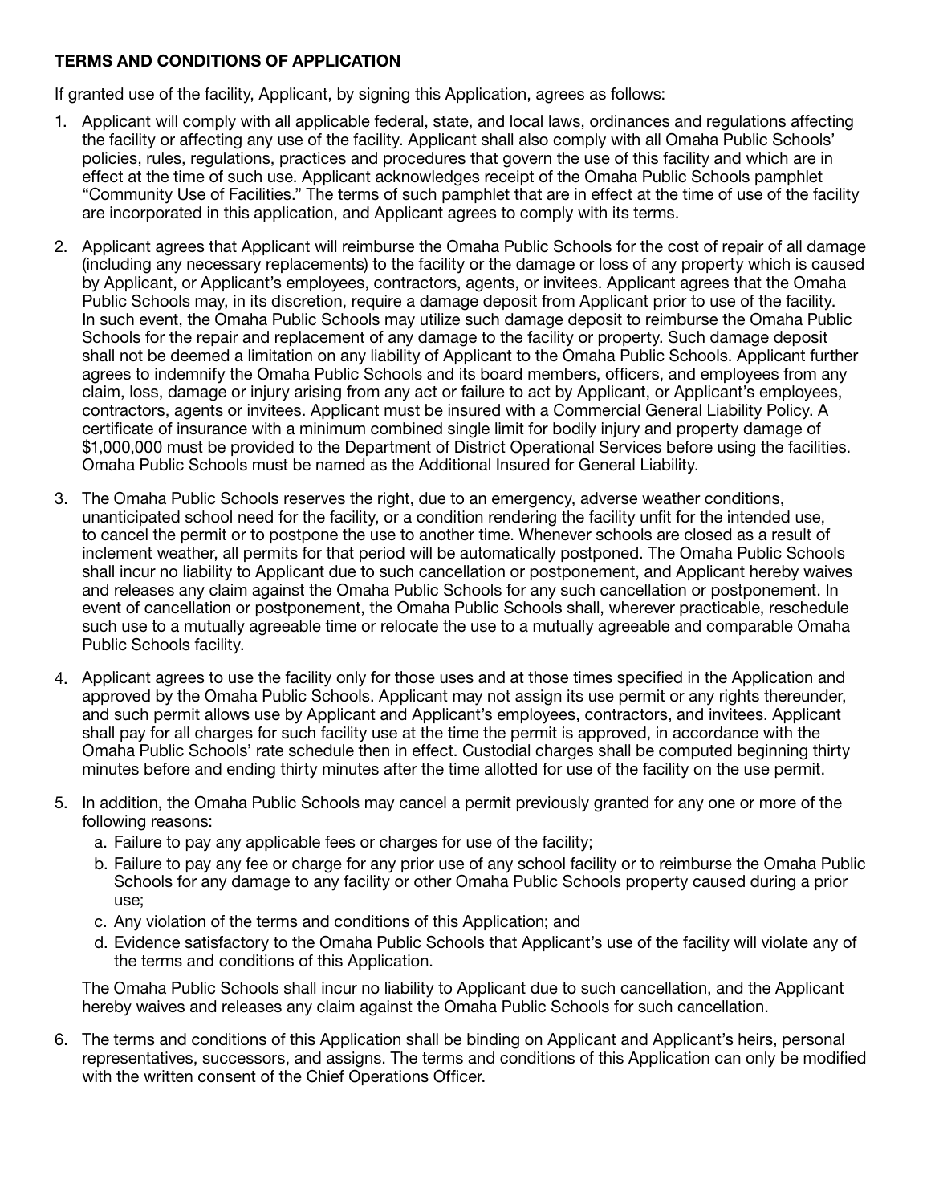**TERMS AND CONDITIONS OF APPLICATION**

If granted use of the facility, Applicant, by signing this Application, agrees as follows:

1. Applicant will comply with all applicable federal, state, and local laws, ordinances and regulations affecting the facility or affecting any use of the facility. Applicant shall also comply with all Omaha Public Schools' policies, rules, regulations, practices and procedures that govern the use of this facility and which are in effect at the time of such use. Applicant acknowledges receipt of the Omaha Public Schools pamphlet "Community Use of Facilities." The terms of such pamphlet that are in effect at the time of use of the facility are incorporated in this application, and Applicant agrees to comply with its terms.

2. Applicant agrees that Applicant will reimburse the Omaha Public Schools for the cost of repair of all damage (including any necessary replacements) to the facility or the damage or loss of any property which is caused by Applicant, or Applicant's employees, contractors, agents, or invitees. Applicant agrees that the Omaha Public Schools may, in its discretion, require a damage deposit from Applicant prior to use of the facility. In such event, the Omaha Public Schools may utilize such damage deposit to reimburse the Omaha Public Schools for the repair and replacement of any damage to the facility or property. Such damage deposit shall not be deemed a limitation on any liability of Applicant to the Omaha Public Schools. Applicant further agrees to indemnify the Omaha Public Schools and its board members, officers, and employees from any claim, loss, damage or injury arising from any act or failure to act by Applicant, or Applicant's employees, contractors, agents or invitees. Applicant must be insured with a Commercial General Liability Policy. A certificate of insurance with a minimum combined single limit for bodily injury and property damage of $1,000,000 must be provided to the Department of District Operational Services before using the facilities. Omaha Public Schools must be named as the Additional Insured for General Liability.

3. The Omaha Public Schools reserves the right, due to an emergency, adverse weather conditions, unanticipated school need for the facility, or a condition rendering the facility unfit for the intended use, to cancel the permit or to postpone the use to another time. Whenever schools are closed as a result of inclement weather, all permits for that period will be automatically postponed. The Omaha Public Schools shall incur no liability to Applicant due to such cancellation or postponement, and Applicant hereby waives and releases any claim against the Omaha Public Schools for any such cancellation or postponement. In event of cancellation or postponement, the Omaha Public Schools shall, wherever practicable, reschedule such use to a mutually agreeable time or relocate the use to a mutually agreeable and comparable Omaha Public Schools facility.

4. Applicant agrees to use the facility only for those uses and at those times specified in the Application and approved by the Omaha Public Schools. Applicant may not assign its use permit or any rights thereunder, and such permit allows use by Applicant and Applicant's employees, contractors, and invitees. Applicant shall pay for all charges for such facility use at the time the permit is approved, in accordance with the Omaha Public Schools' rate schedule then in effect. Custodial charges shall be computed beginning thirty minutes before and ending thirty minutes after the time allotted for use of the facility on the use permit.

5. In addition, the Omaha Public Schools may cancel a permit previously granted for any one or more of the following reasons:
   a. Failure to pay any applicable fees or charges for use of the facility;
   b. Failure to pay any fee or charge for any prior use of any school facility or to reimburse the Omaha Public Schools for any damage to any facility or other Omaha Public Schools property caused during a prior use;
   c. Any violation of the terms and conditions of this Application; and
   d. Evidence satisfactory to the Omaha Public Schools that Applicant's use of the facility will violate any of the terms and conditions of this Application.

   The Omaha Public Schools shall incur no liability to Applicant due to such cancellation, and the Applicant hereby waives and releases any claim against the Omaha Public Schools for such cancellation.

6. The terms and conditions of this Application shall be binding on Applicant and Applicant's heirs, personal representatives, successors, and assigns. The terms and conditions of this Application can only be modified with the written consent of the Chief Operations Officer.